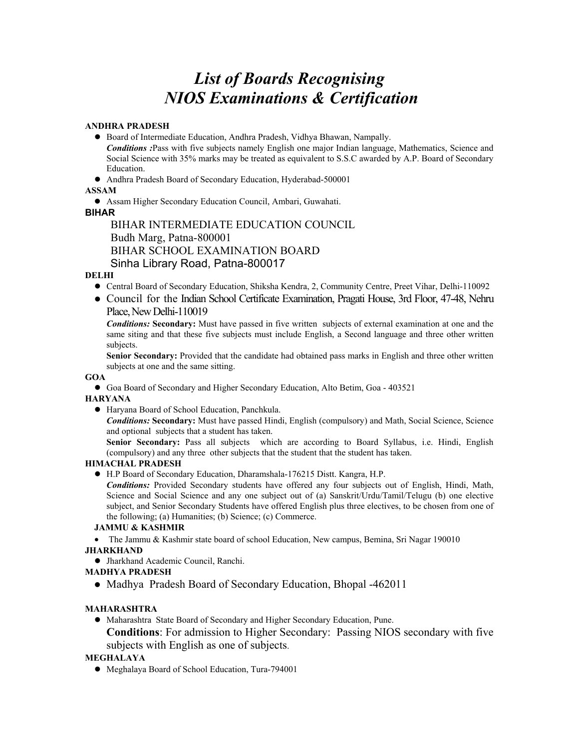# *List of Boards Recognising NIOS Examinations & Certification*

**ANDHRA PRADESH**

- Board of Intermediate Education, Andhra Pradesh, Vidhya Bhawan, Nampally.

  ***Conditions :***Pass with five subjects namely English one major Indian language, Mathematics, Science and Social Science with 35% marks may be treated as equivalent to S.S.C awarded by A.P. Board of Secondary Education.
- Andhra Pradesh Board of Secondary Education, Hyderabad-500001

**ASSAM**

- Assam Higher Secondary Education Council, Ambari, Guwahati.

**BIHAR**

BIHAR INTERMEDIATE EDUCATION COUNCIL
Budh Marg, Patna-800001
BIHAR SCHOOL EXAMINATION BOARD
Sinha Library Road, Patna-800017

**DELHI**

- Central Board of Secondary Education, Shiksha Kendra, 2, Community Centre, Preet Vihar, Delhi-110092
- Council for the Indian School Certificate Examination, Pragati House, 3rd Floor, 47-48, Nehru Place, New Delhi-110019

  ***Conditions:*** **Secondary:** Must have passed in five written subjects of external examination at one and the same siting and that these five subjects must include English, a Second language and three other written subjects.

  **Senior Secondary:** Provided that the candidate had obtained pass marks in English and three other written subjects at one and the same sitting.

**GOA**

- Goa Board of Secondary and Higher Secondary Education, Alto Betim, Goa - 403521

**HARYANA**

- Haryana Board of School Education, Panchkula.

  ***Conditions:*** **Secondary:** Must have passed Hindi, English (compulsory) and Math, Social Science, Science and optional subjects that a student has taken.

  **Senior Secondary:** Pass all subjects which are according to Board Syllabus, i.e. Hindi, English (compulsory) and any three other subjects that the student that the student has taken.

**HIMACHAL PRADESH**

- H.P Board of Secondary Education, Dharamshala-176215 Distt. Kangra, H.P.

  ***Conditions:*** Provided Secondary students have offered any four subjects out of English, Hindi, Math, Science and Social Science and any one subject out of (a) Sanskrit/Urdu/Tamil/Telugu (b) one elective subject, and Senior Secondary Students have offered English plus three electives, to be chosen from one of the following; (a) Humanities; (b) Science; (c) Commerce.

**JAMMU & KASHMIR**

- The Jammu & Kashmir state board of school Education, New campus, Bemina, Sri Nagar 190010

**JHARKHAND**

- Jharkhand Academic Council, Ranchi.

**MADHYA PRADESH**

- Madhya Pradesh Board of Secondary Education, Bhopal -462011

**MAHARASHTRA**

- Maharashtra State Board of Secondary and Higher Secondary Education, Pune.

  **Conditions**: For admission to Higher Secondary: Passing NIOS secondary with five subjects with English as one of subjects.

**MEGHALAYA**

- Meghalaya Board of School Education, Tura-794001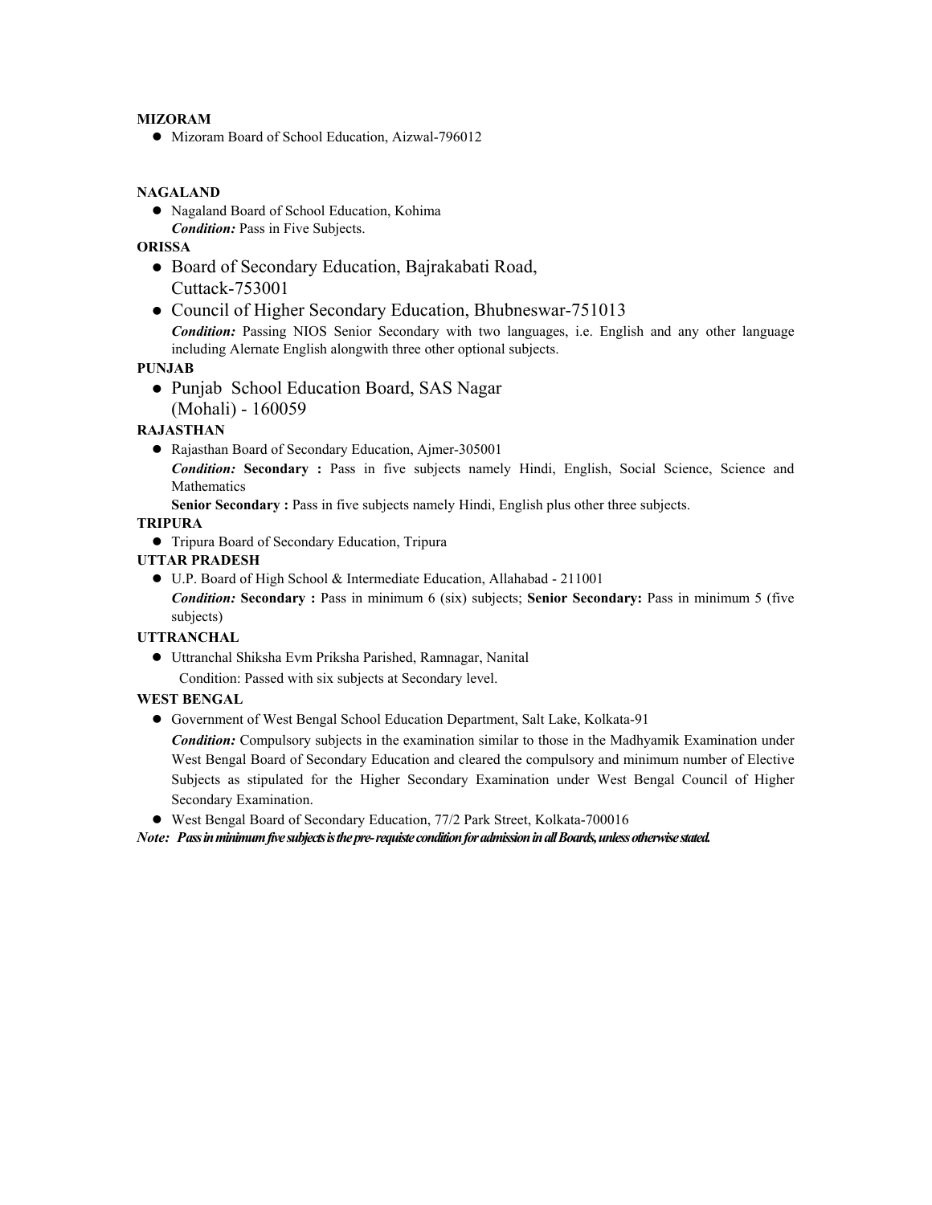**MIZORAM**

- Mizoram Board of School Education, Aizwal-796012

**NAGALAND**

- Nagaland Board of School Education, Kohima
  ***Condition:*** Pass in Five Subjects.

**ORISSA**

- Board of Secondary Education, Bajrakabati Road, Cuttack-753001
- Council of Higher Secondary Education, Bhubneswar-751013
  ***Condition:*** Passing NIOS Senior Secondary with two languages, i.e. English and any other language including Alernate English alongwith three other optional subjects.

**PUNJAB**

- Punjab School Education Board, SAS Nagar (Mohali) - 160059

**RAJASTHAN**

- Rajasthan Board of Secondary Education, Ajmer-305001
  ***Condition:*** **Secondary :** Pass in five subjects namely Hindi, English, Social Science, Science and Mathematics
  **Senior Secondary :** Pass in five subjects namely Hindi, English plus other three subjects.

**TRIPURA**

- Tripura Board of Secondary Education, Tripura

**UTTAR PRADESH**

- U.P. Board of High School & Intermediate Education, Allahabad - 211001
  ***Condition:*** **Secondary :** Pass in minimum 6 (six) subjects; **Senior Secondary:** Pass in minimum 5 (five subjects)

**UTTRANCHAL**

- Uttranchal Shiksha Evm Priksha Parished, Ramnagar, Nanital
  Condition: Passed with six subjects at Secondary level.

**WEST BENGAL**

- Government of West Bengal School Education Department, Salt Lake, Kolkata-91
  ***Condition:*** Compulsory subjects in the examination similar to those in the Madhyamik Examination under West Bengal Board of Secondary Education and cleared the compulsory and minimum number of Elective Subjects as stipulated for the Higher Secondary Examination under West Bengal Council of Higher Secondary Examination.
- West Bengal Board of Secondary Education, 77/2 Park Street, Kolkata-700016

***Note: Pass in minimum five subjects is the pre-requiste condition for admission in all Boards, unless otherwise stated.***